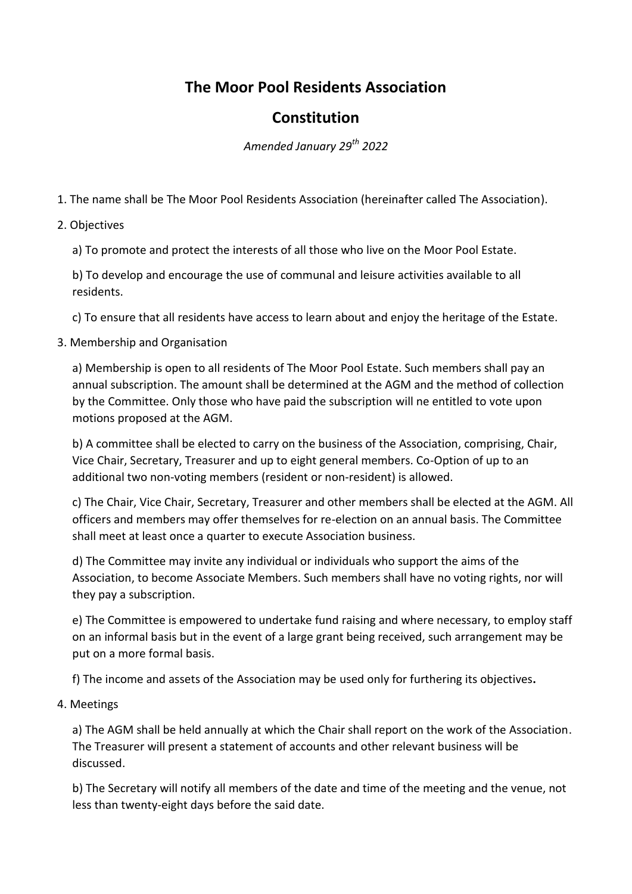# The Moor Pool Residents Association

## Constitution

*Amended January 29th 2022*

1. The name shall be The Moor Pool Residents Association (hereinafter called The Association).

2. Objectives

   a) To promote and protect the interests of all those who live on the Moor Pool Estate.

   b) To develop and encourage the use of communal and leisure activities available to all residents.

   c) To ensure that all residents have access to learn about and enjoy the heritage of the Estate.

3. Membership and Organisation

   a) Membership is open to all residents of The Moor Pool Estate. Such members shall pay an annual subscription. The amount shall be determined at the AGM and the method of collection by the Committee. Only those who have paid the subscription will ne entitled to vote upon motions proposed at the AGM.

   b) A committee shall be elected to carry on the business of the Association, comprising, Chair, Vice Chair, Secretary, Treasurer and up to eight general members. Co-Option of up to an additional two non-voting members (resident or non-resident) is allowed.

   c) The Chair, Vice Chair, Secretary, Treasurer and other members shall be elected at the AGM. All officers and members may offer themselves for re-election on an annual basis. The Committee shall meet at least once a quarter to execute Association business.

   d) The Committee may invite any individual or individuals who support the aims of the Association, to become Associate Members. Such members shall have no voting rights, nor will they pay a subscription.

   e) The Committee is empowered to undertake fund raising and where necessary, to employ staff on an informal basis but in the event of a large grant being received, such arrangement may be put on a more formal basis.

   f) The income and assets of the Association may be used only for furthering its objectives**.**

4. Meetings

   a) The AGM shall be held annually at which the Chair shall report on the work of the Association. The Treasurer will present a statement of accounts and other relevant business will be discussed.

   b) The Secretary will notify all members of the date and time of the meeting and the venue, not less than twenty-eight days before the said date.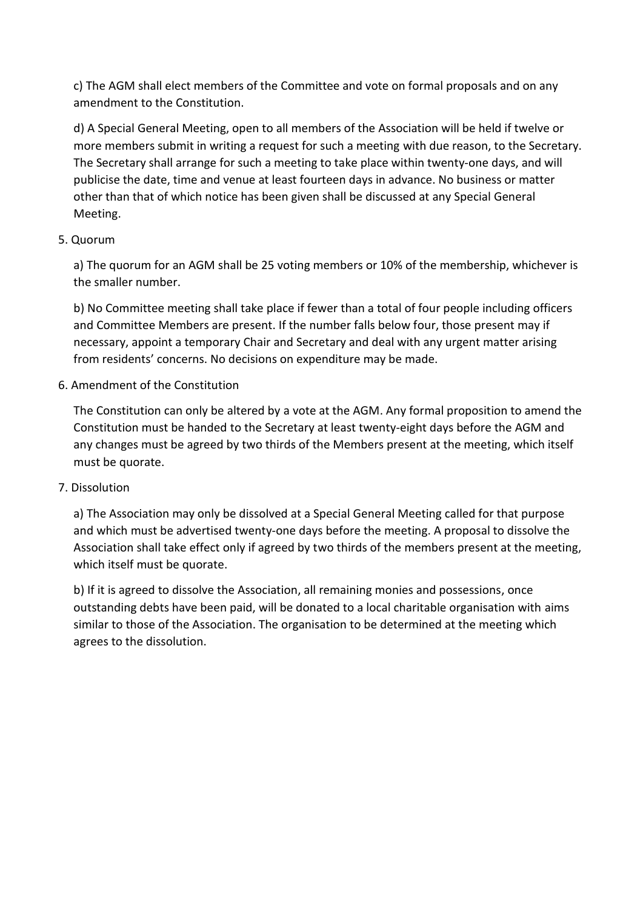c) The AGM shall elect members of the Committee and vote on formal proposals and on any amendment to the Constitution.

d) A Special General Meeting, open to all members of the Association will be held if twelve or more members submit in writing a request for such a meeting with due reason, to the Secretary. The Secretary shall arrange for such a meeting to take place within twenty-one days, and will publicise the date, time and venue at least fourteen days in advance. No business or matter other than that of which notice has been given shall be discussed at any Special General Meeting.

5. Quorum

a) The quorum for an AGM shall be 25 voting members or 10% of the membership, whichever is the smaller number.

b) No Committee meeting shall take place if fewer than a total of four people including officers and Committee Members are present. If the number falls below four, those present may if necessary, appoint a temporary Chair and Secretary and deal with any urgent matter arising from residents' concerns. No decisions on expenditure may be made.

6. Amendment of the Constitution

The Constitution can only be altered by a vote at the AGM. Any formal proposition to amend the Constitution must be handed to the Secretary at least twenty-eight days before the AGM and any changes must be agreed by two thirds of the Members present at the meeting, which itself must be quorate.

7. Dissolution

a) The Association may only be dissolved at a Special General Meeting called for that purpose and which must be advertised twenty-one days before the meeting. A proposal to dissolve the Association shall take effect only if agreed by two thirds of the members present at the meeting, which itself must be quorate.

b) If it is agreed to dissolve the Association, all remaining monies and possessions, once outstanding debts have been paid, will be donated to a local charitable organisation with aims similar to those of the Association. The organisation to be determined at the meeting which agrees to the dissolution.